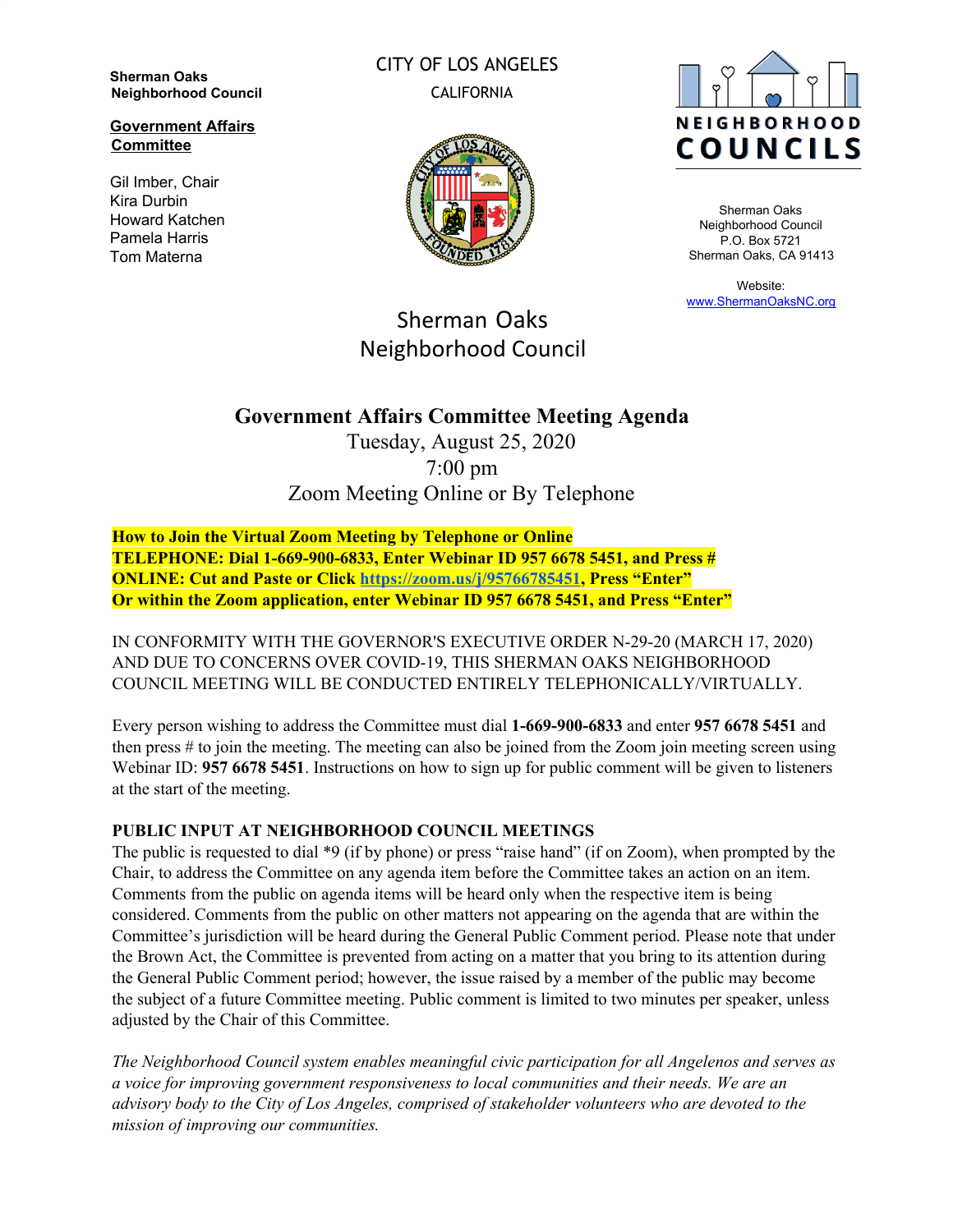**Sherman Oaks Neighborhood Council**

**Government Affairs Committee**

Gil Imber, Chair
Kira Durbin
Howard Katchen
Pamela Harris
Tom Materna

CITY OF LOS ANGELES

CALIFORNIA

NEIGHBORHOOD COUNCILS

Sherman Oaks Neighborhood Council
P.O. Box 5721
Sherman Oaks, CA 91413

Website:
[www.ShermanOaksNC.org](http://www.ShermanOaksNC.org)

Sherman Oaks
Neighborhood Council

# Government Affairs Committee Meeting Agenda

Tuesday, August 25, 2020
7:00 pm
Zoom Meeting Online or By Telephone

**How to Join the Virtual Zoom Meeting by Telephone or Online**
**TELEPHONE: Dial 1-669-900-6833, Enter Webinar ID 957 6678 5451, and Press #**
**ONLINE: Cut and Paste or Click [https://zoom.us/j/95766785451](https://zoom.us/j/95766785451), Press "Enter"**
**Or within the Zoom application, enter Webinar ID 957 6678 5451, and Press "Enter"**

IN CONFORMITY WITH THE GOVERNOR'S EXECUTIVE ORDER N-29-20 (MARCH 17, 2020) AND DUE TO CONCERNS OVER COVID-19, THIS SHERMAN OAKS NEIGHBORHOOD COUNCIL MEETING WILL BE CONDUCTED ENTIRELY TELEPHONICALLY/VIRTUALLY.

Every person wishing to address the Committee must dial **1-669-900-6833** and enter **957 6678 5451** and then press # to join the meeting. The meeting can also be joined from the Zoom join meeting screen using Webinar ID: **957 6678 5451**. Instructions on how to sign up for public comment will be given to listeners at the start of the meeting.

**PUBLIC INPUT AT NEIGHBORHOOD COUNCIL MEETINGS**
The public is requested to dial *9 (if by phone) or press "raise hand" (if on Zoom), when prompted by the Chair, to address the Committee on any agenda item before the Committee takes an action on an item. Comments from the public on agenda items will be heard only when the respective item is being considered. Comments from the public on other matters not appearing on the agenda that are within the Committee's jurisdiction will be heard during the General Public Comment period. Please note that under the Brown Act, the Committee is prevented from acting on a matter that you bring to its attention during the General Public Comment period; however, the issue raised by a member of the public may become the subject of a future Committee meeting. Public comment is limited to two minutes per speaker, unless adjusted by the Chair of this Committee.

*The Neighborhood Council system enables meaningful civic participation for all Angelenos and serves as a voice for improving government responsiveness to local communities and their needs. We are an advisory body to the City of Los Angeles, comprised of stakeholder volunteers who are devoted to the mission of improving our communities.*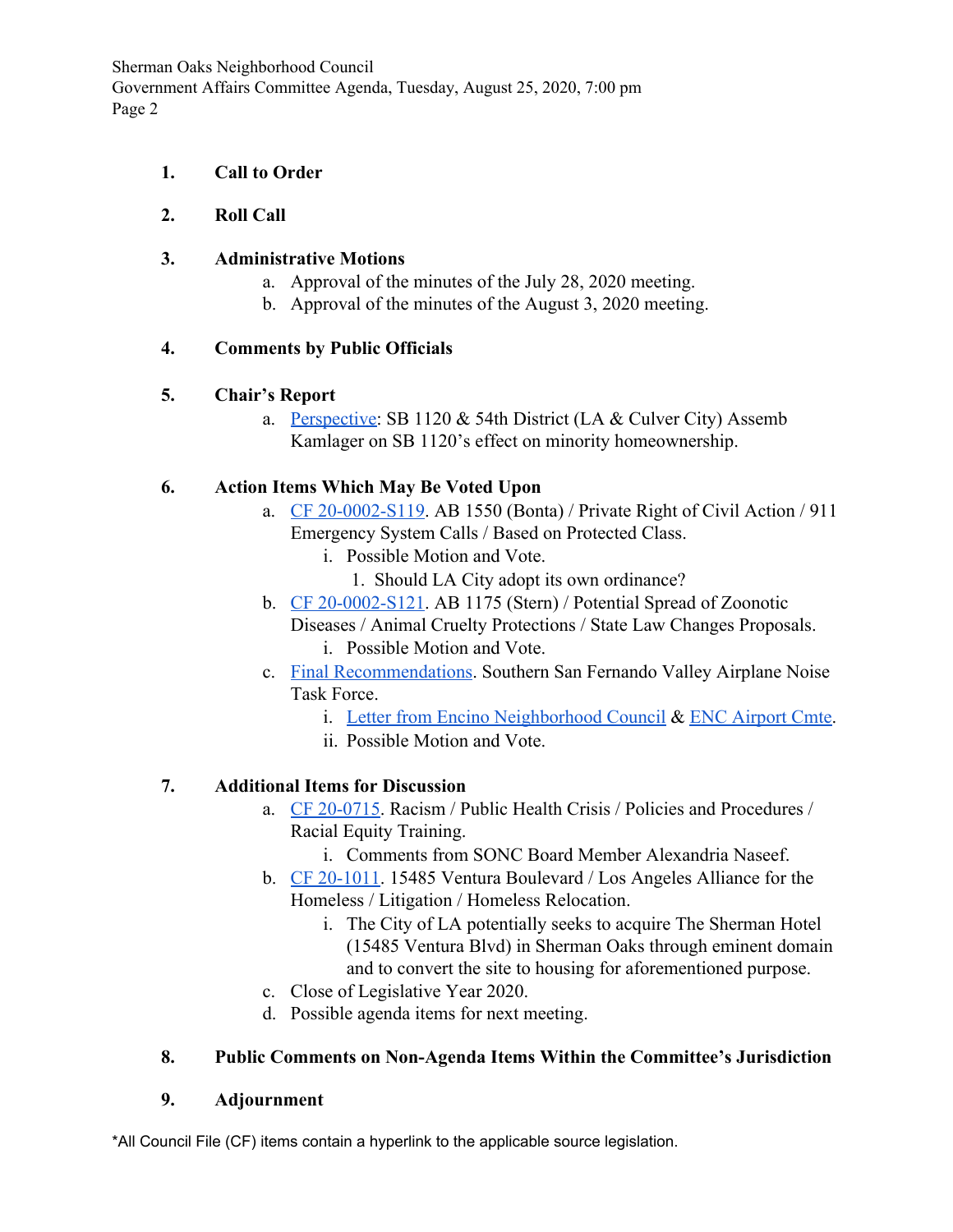1. **Call to Order**

2. **Roll Call**

3. **Administrative Motions**
   a. Approval of the minutes of the July 28, 2020 meeting.
   b. Approval of the minutes of the August 3, 2020 meeting.

4. **Comments by Public Officials**

5. **Chair's Report**
   a. Perspective: SB 1120 & 54th District (LA & Culver City) Assemb Kamlager on SB 1120's effect on minority homeownership.

6. **Action Items Which May Be Voted Upon**
   a. CF 20-0002-S119. AB 1550 (Bonta) / Private Right of Civil Action / 911 Emergency System Calls / Based on Protected Class.
      i. Possible Motion and Vote.
         1. Should LA City adopt its own ordinance?
   b. CF 20-0002-S121. AB 1175 (Stern) / Potential Spread of Zoonotic Diseases / Animal Cruelty Protections / State Law Changes Proposals.
      i. Possible Motion and Vote.
   c. Final Recommendations. Southern San Fernando Valley Airplane Noise Task Force.
      i. Letter from Encino Neighborhood Council & ENC Airport Cmte.
      ii. Possible Motion and Vote.

7. **Additional Items for Discussion**
   a. CF 20-0715. Racism / Public Health Crisis / Policies and Procedures / Racial Equity Training.
      i. Comments from SONC Board Member Alexandria Naseef.
   b. CF 20-1011. 15485 Ventura Boulevard / Los Angeles Alliance for the Homeless / Litigation / Homeless Relocation.
      i. The City of LA potentially seeks to acquire The Sherman Hotel (15485 Ventura Blvd) in Sherman Oaks through eminent domain and to convert the site to housing for aforementioned purpose.
   c. Close of Legislative Year 2020.
   d. Possible agenda items for next meeting.

8. **Public Comments on Non-Agenda Items Within the Committee's Jurisdiction**

9. **Adjournment**

*All Council File (CF) items contain a hyperlink to the applicable source legislation.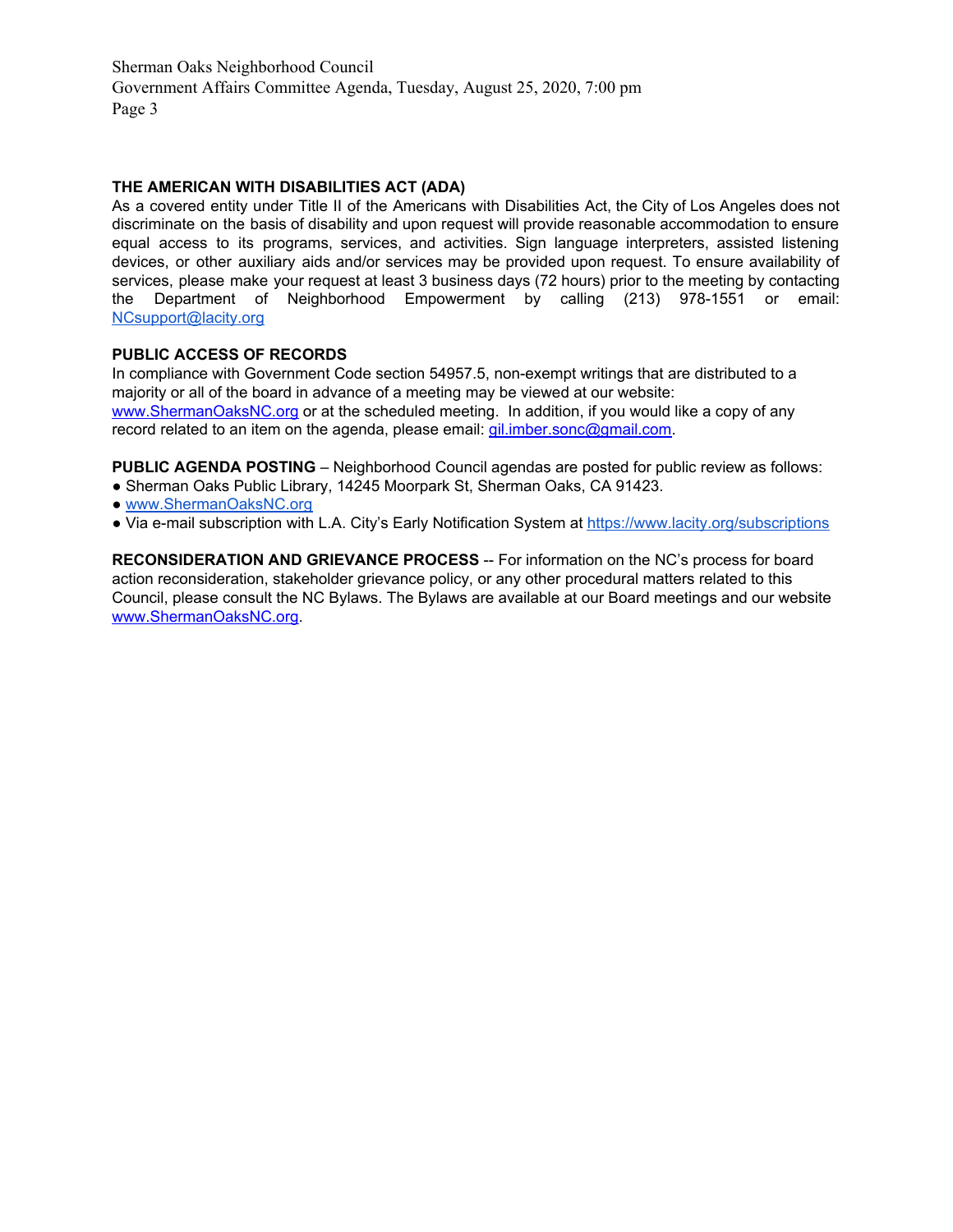**THE AMERICAN WITH DISABILITIES ACT (ADA)**

As a covered entity under Title II of the Americans with Disabilities Act, the City of Los Angeles does not discriminate on the basis of disability and upon request will provide reasonable accommodation to ensure equal access to its programs, services, and activities. Sign language interpreters, assisted listening devices, or other auxiliary aids and/or services may be provided upon request. To ensure availability of services, please make your request at least 3 business days (72 hours) prior to the meeting by contacting the Department of Neighborhood Empowerment by calling (213) 978-1551 or email: NCsupport@lacity.org

**PUBLIC ACCESS OF RECORDS**

In compliance with Government Code section 54957.5, non-exempt writings that are distributed to a majority or all of the board in advance of a meeting may be viewed at our website: www.ShermanOaksNC.org or at the scheduled meeting. In addition, if you would like a copy of any record related to an item on the agenda, please email: gil.imber.sonc@gmail.com.

**PUBLIC AGENDA POSTING** – Neighborhood Council agendas are posted for public review as follows:

- Sherman Oaks Public Library, 14245 Moorpark St, Sherman Oaks, CA 91423.
- www.ShermanOaksNC.org
- Via e-mail subscription with L.A. City's Early Notification System at https://www.lacity.org/subscriptions

**RECONSIDERATION AND GRIEVANCE PROCESS** -- For information on the NC's process for board action reconsideration, stakeholder grievance policy, or any other procedural matters related to this Council, please consult the NC Bylaws. The Bylaws are available at our Board meetings and our website www.ShermanOaksNC.org.